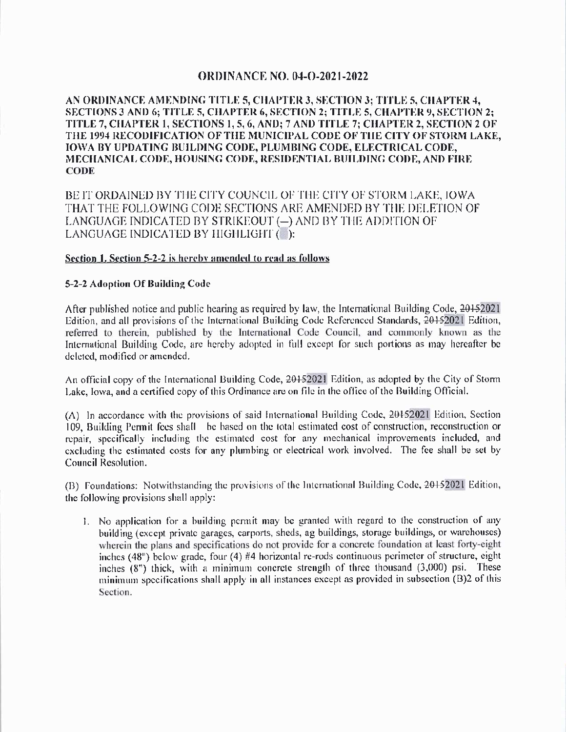# ORDINANCE NO. 04-O-2021-2022

**AN ORDINANCE AMENDING TITLE 5, CHAPTER 3, SECTION 3; TITLE 5, CHAPTER 4, SECTIONS 3 AND 6; TITLE 5, CHAPTER 6, SECTION 2; TITLE 5, CHAPTER 9, SECTION 2; TITLE 7, CHAPTER 1, SECTIONS 1, 5, 6, AND; 7 AND TITLE 7; CHAPTER 2, SECTION 2 OF THE 1994 RECODIFICATION OF THE MUNICIPAL CODE OF THE CITY OF STORM LAKE, IOWA BY UPDATING BUILDING CODE, PLUMBING CODE, ELECTRICAL CODE, MECHANICAL CODE, HOUSING CODE, RESIDENTIAL BUILDING CODE, AND FIRE CODE**

BE IT ORDAINED BY THE CITY COUNCIL OF THE CITY OF STORM LAKE, IOWA THAT THE FOLLOWING CODE SECTIONS ARE AMENDED BY THE DELETION OF LANGUAGE INDICATED BY STRIKEOUT (—) AND BY THE ADDITION OF LANGUAGE INDICATED BY HIGHLIGHT ( ):

**Section 1. Section 5-2-2 is hereby amended to read as follows**

**5-2-2 Adoption Of Building Code**

After published notice and public hearing as required by law, the International Building Code, ~~2015~~2021 Edition, and all provisions of the International Building Code Referenced Standards, ~~2015~~2021 Edition, referred to therein, published by the International Code Council, and commonly known as the International Building Code, are hereby adopted in full except for such portions as may hereafter be deleted, modified or amended.

An official copy of the International Building Code, ~~2015~~2021 Edition, as adopted by the City of Storm Lake, Iowa, and a certified copy of this Ordinance are on file in the office of the Building Official.

(A) In accordance with the provisions of said International Building Code, ~~2015~~2021 Edition, Section 109, Building Permit fees shall be based on the total estimated cost of construction, reconstruction or repair, specifically including the estimated cost for any mechanical improvements included, and excluding the estimated costs for any plumbing or electrical work involved. The fee shall be set by Council Resolution.

(B) Foundations: Notwithstanding the provisions of the International Building Code, ~~2015~~2021 Edition, the following provisions shall apply:

1. No application for a building permit may be granted with regard to the construction of any building (except private garages, carports, sheds, ag buildings, storage buildings, or warehouses) wherein the plans and specifications do not provide for a concrete foundation at least forty-eight inches (48") below grade, four (4) #4 horizontal re-rods continuous perimeter of structure, eight inches (8") thick, with a minimum concrete strength of three thousand (3,000) psi. These minimum specifications shall apply in all instances except as provided in subsection (B)2 of this Section.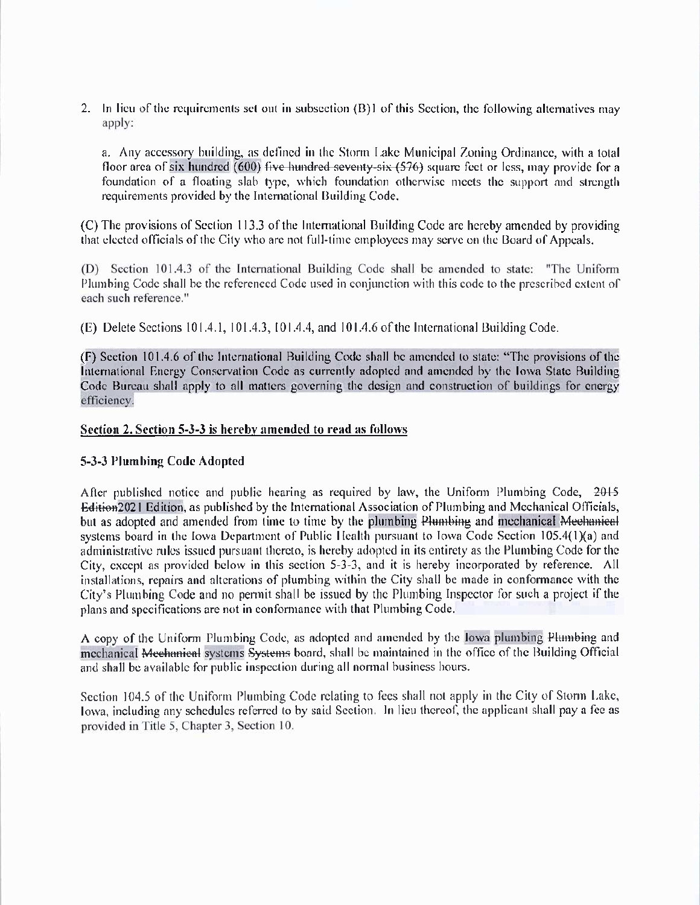2. In lieu of the requirements set out in subsection (B)1 of this Section, the following alternatives may apply:

   a. Any accessory building, as defined in the Storm Lake Municipal Zoning Ordinance, with a total floor area of six hundred (600) ~~five hundred seventy-six (576)~~ square feet or less, may provide for a foundation of a floating slab type, which foundation otherwise meets the support and strength requirements provided by the International Building Code.

(C) The provisions of Section 113.3 of the International Building Code are hereby amended by providing that elected officials of the City who are not full-time employees may serve on the Board of Appeals.

(D) Section 101.4.3 of the International Building Code shall be amended to state: "The Uniform Plumbing Code shall be the referenced Code used in conjunction with this code to the prescribed extent of each such reference."

(E) Delete Sections 101.4.1, 101.4.3, 101.4.4, and 101.4.6 of the International Building Code.

(F) Section 101.4.6 of the International Building Code shall be amended to state: "The provisions of the International Energy Conservation Code as currently adopted and amended by the Iowa State Building Code Bureau shall apply to all matters governing the design and construction of buildings for energy efficiency.

**Section 2. Section 5-3-3 is hereby amended to read as follows**

**5-3-3 Plumbing Code Adopted**

After published notice and public hearing as required by law, the Uniform Plumbing Code, ~~2015 Edition~~2021 Edition, as published by the International Association of Plumbing and Mechanical Officials, but as adopted and amended from time to time by the plumbing ~~Plumbing~~ and mechanical ~~Mechanical~~ systems board in the Iowa Department of Public Health pursuant to Iowa Code Section 105.4(1)(a) and administrative rules issued pursuant thereto, is hereby adopted in its entirety as the Plumbing Code for the City, except as provided below in this section 5-3-3, and it is hereby incorporated by reference. All installations, repairs and alterations of plumbing within the City shall be made in conformance with the City's Plumbing Code and no permit shall be issued by the Plumbing Inspector for such a project if the plans and specifications are not in conformance with that Plumbing Code.

A copy of the Uniform Plumbing Code, as adopted and amended by the Iowa plumbing ~~Plumbing~~ and mechanical ~~Mechanical~~ systems ~~Systems~~ board, shall be maintained in the office of the Building Official and shall be available for public inspection during all normal business hours.

Section 104.5 of the Uniform Plumbing Code relating to fees shall not apply in the City of Storm Lake, Iowa, including any schedules referred to by said Section. In lieu thereof, the applicant shall pay a fee as provided in Title 5, Chapter 3, Section 10.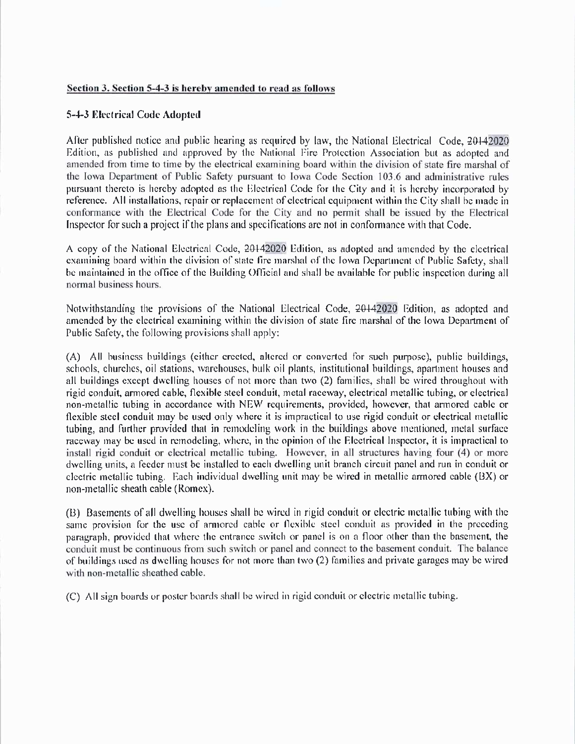**Section 3. Section 5-4-3 is hereby amended to read as follows**

**5-4-3 Electrical Code Adopted**

After published notice and public hearing as required by law, the National Electrical Code, ~~2014~~2020 Edition, as published and approved by the National Fire Protection Association but as adopted and amended from time to time by the electrical examining board within the division of state fire marshal of the Iowa Department of Public Safety pursuant to Iowa Code Section 103.6 and administrative rules pursuant thereto is hereby adopted as the Electrical Code for the City and it is hereby incorporated by reference. All installations, repair or replacement of electrical equipment within the City shall be made in conformance with the Electrical Code for the City and no permit shall be issued by the Electrical Inspector for such a project if the plans and specifications are not in conformance with that Code.

A copy of the National Electrical Code, ~~2014~~2020 Edition, as adopted and amended by the electrical examining board within the division of state fire marshal of the Iowa Department of Public Safety, shall be maintained in the office of the Building Official and shall be available for public inspection during all normal business hours.

Notwithstanding the provisions of the National Electrical Code, ~~2014~~2020 Edition, as adopted and amended by the electrical examining within the division of state fire marshal of the Iowa Department of Public Safety, the following provisions shall apply:

(A) All business buildings (either erected, altered or converted for such purpose), public buildings, schools, churches, oil stations, warehouses, bulk oil plants, institutional buildings, apartment houses and all buildings except dwelling houses of not more than two (2) families, shall be wired throughout with rigid conduit, armored cable, flexible steel conduit, metal raceway, electrical metallic tubing, or electrical non-metallic tubing in accordance with NEW requirements, provided, however, that armored cable or flexible steel conduit may be used only where it is impractical to use rigid conduit or electrical metallic tubing, and further provided that in remodeling work in the buildings above mentioned, metal surface raceway may be used in remodeling, where, in the opinion of the Electrical Inspector, it is impractical to install rigid conduit or electrical metallic tubing. However, in all structures having four (4) or more dwelling units, a feeder must be installed to each dwelling unit branch circuit panel and run in conduit or electric metallic tubing. Each individual dwelling unit may be wired in metallic armored cable (BX) or non-metallic sheath cable (Romex).

(B) Basements of all dwelling houses shall be wired in rigid conduit or electric metallic tubing with the same provision for the use of armored cable or flexible steel conduit as provided in the preceding paragraph, provided that where the entrance switch or panel is on a floor other than the basement, the conduit must be continuous from such switch or panel and connect to the basement conduit. The balance of buildings used as dwelling houses for not more than two (2) families and private garages may be wired with non-metallic sheathed cable.

(C) All sign boards or poster boards shall be wired in rigid conduit or electric metallic tubing.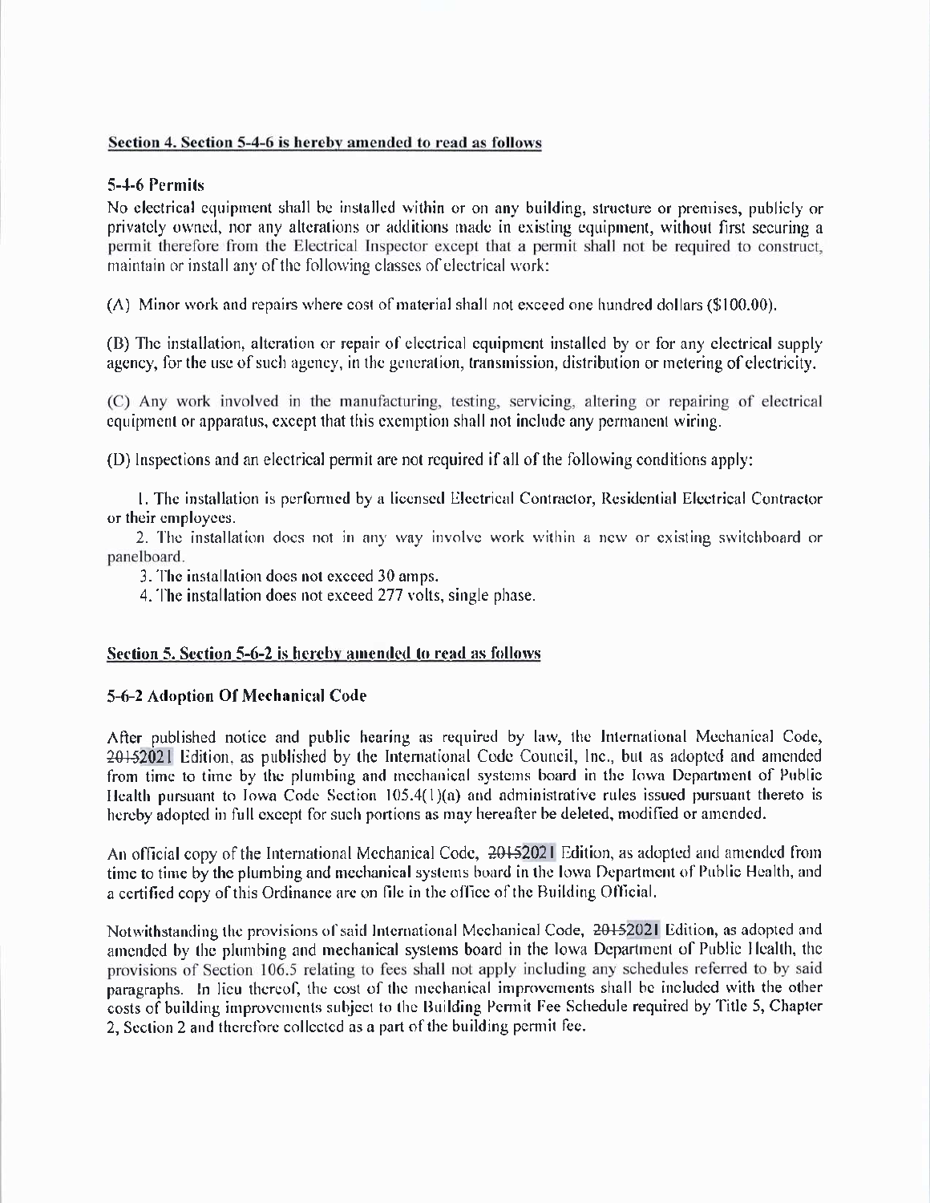**Section 4. Section 5-4-6 is hereby amended to read as follows**

### 5-4-6 Permits

No electrical equipment shall be installed within or on any building, structure or premises, publicly or privately owned, nor any alterations or additions made in existing equipment, without first securing a permit therefore from the Electrical Inspector except that a permit shall not be required to construct, maintain or install any of the following classes of electrical work:

(A) Minor work and repairs where cost of material shall not exceed one hundred dollars ($100.00).

(B) The installation, alteration or repair of electrical equipment installed by or for any electrical supply agency, for the use of such agency, in the generation, transmission, distribution or metering of electricity.

(C) Any work involved in the manufacturing, testing, servicing, altering or repairing of electrical equipment or apparatus, except that this exemption shall not include any permanent wiring.

(D) Inspections and an electrical permit are not required if all of the following conditions apply:

1. The installation is performed by a licensed Electrical Contractor, Residential Electrical Contractor or their employees.
2. The installation does not in any way involve work within a new or existing switchboard or panelboard.
3. The installation does not exceed 30 amps.
4. The installation does not exceed 277 volts, single phase.

**Section 5. Section 5-6-2 is hereby amended to read as follows**

### 5-6-2 Adoption Of Mechanical Code

After published notice and public hearing as required by law, the International Mechanical Code, ~~2015~~2021 Edition, as published by the International Code Council, Inc., but as adopted and amended from time to time by the plumbing and mechanical systems board in the Iowa Department of Public Health pursuant to Iowa Code Section 105.4(1)(a) and administrative rules issued pursuant thereto is hereby adopted in full except for such portions as may hereafter be deleted, modified or amended.

An official copy of the International Mechanical Code, ~~2015~~2021 Edition, as adopted and amended from time to time by the plumbing and mechanical systems board in the Iowa Department of Public Health, and a certified copy of this Ordinance are on file in the office of the Building Official.

Notwithstanding the provisions of said International Mechanical Code, ~~2015~~2021 Edition, as adopted and amended by the plumbing and mechanical systems board in the Iowa Department of Public Health, the provisions of Section 106.5 relating to fees shall not apply including any schedules referred to by said paragraphs. In lieu thereof, the cost of the mechanical improvements shall be included with the other costs of building improvements subject to the Building Permit Fee Schedule required by Title 5, Chapter 2, Section 2 and therefore collected as a part of the building permit fee.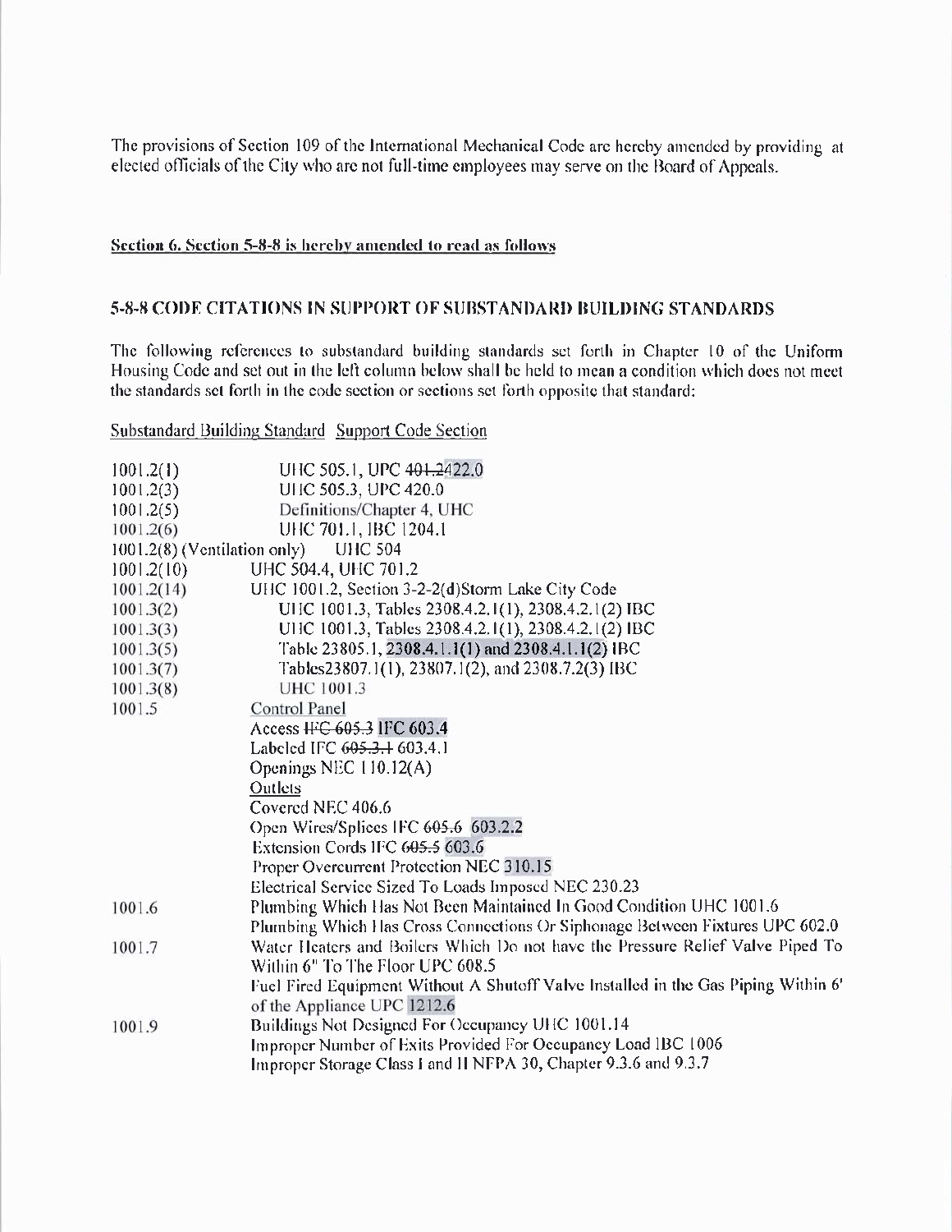The provisions of Section 109 of the International Mechanical Code are hereby amended by providing at elected officials of the City who are not full-time employees may serve on the Board of Appeals.

**Section 6. Section 5-8-8 is hereby amended to read as follows**

### 5-8-8 CODE CITATIONS IN SUPPORT OF SUBSTANDARD BUILDING STANDARDS

The following references to substandard building standards set forth in Chapter 10 of the Uniform Housing Code and set out in the left column below shall be held to mean a condition which does not meet the standards set forth in the code section or sections set forth opposite that standard:

| Substandard Building Standard | Support Code Section |
|---|---|
| 1001.2(1) | UHC 505.1, UPC ~~401.2~~422.0 |
| 1001.2(3) | UHC 505.3, UPC 420.0 |
| 1001.2(5) | Definitions/Chapter 4, UHC |
| 1001.2(6) | UHC 701.1, IBC 1204.1 |
| 1001.2(8) (Ventilation only) | UHC 504 |
| 1001.2(10) | UHC 504.4, UHC 701.2 |
| 1001.2(14) | UHC 1001.2, Section 3-2-2(d)Storm Lake City Code |
| 1001.3(2) | UHC 1001.3, Tables 2308.4.2.1(1), 2308.4.2.1(2) IBC |
| 1001.3(3) | UHC 1001.3, Tables 2308.4.2.1(1), 2308.4.2.1(2) IBC |
| 1001.3(5) | Table 23805.1, **2308.4.1.1(1) and 2308.4.1.1(2)** IBC |
| 1001.3(7) | Tables23807.1(1), 23807.1(2), and 2308.7.2(3) IBC |
| 1001.3(8) | UHC 1001.3 |
| 1001.5 | Control Panel |
| | Access ~~IFC 605.3~~ IFC 603.4 |
| | Labeled IFC ~~605.3.1~~ 603.4.1 |
| | Openings NEC 110.12(A) |
| | Outlets |
| | Covered NEC 406.6 |
| | Open Wires/Splices IFC ~~605.6~~ 603.2.2 |
| | Extension Cords IFC ~~605.5~~ 603.6 |
| | Proper Overcurrent Protection NEC 310.15 |
| | Electrical Service Sized To Loads Imposed NEC 230.23 |
| 1001.6 | Plumbing Which Has Not Been Maintained In Good Condition UHC 1001.6 |
| | Plumbing Which Has Cross Connections Or Siphonage Between Fixtures UPC 602.0 |
| 1001.7 | Water Heaters and Boilers Which Do not have the Pressure Relief Valve Piped To Within 6" To The Floor UPC 608.5 |
| | Fuel Fired Equipment Without A Shutoff Valve Installed in the Gas Piping Within 6' of the Appliance UPC 1212.6 |
| 1001.9 | Buildings Not Designed For Occupancy UHC 1001.14 |
| | Improper Number of Exits Provided For Occupancy Load IBC 1006 |
| | Improper Storage Class I and II NFPA 30, Chapter 9.3.6 and 9.3.7 |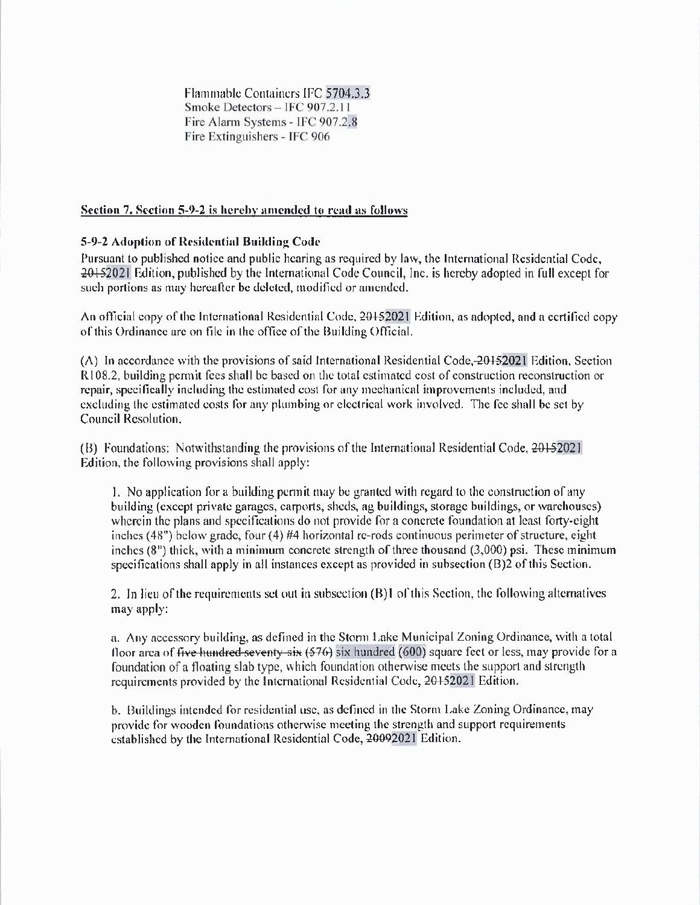Flammable Containers IFC 5704.3.3
Smoke Detectors – IFC 907.2.11
Fire Alarm Systems - IFC 907.2.8
Fire Extinguishers - IFC 906

**Section 7. Section 5-9-2 is hereby amended to read as follows**

**5-9-2 Adoption of Residential Building Code**

Pursuant to published notice and public hearing as required by law, the International Residential Code, ~~2015~~2021 Edition, published by the International Code Council, Inc. is hereby adopted in full except for such portions as may hereafter be deleted, modified or amended.

An official copy of the International Residential Code, ~~2015~~2021 Edition, as adopted, and a certified copy of this Ordinance are on file in the office of the Building Official.

(A) In accordance with the provisions of said International Residential Code,~~2015~~2021 Edition, Section R108.2, building permit fees shall be based on the total estimated cost of construction reconstruction or repair, specifically including the estimated cost for any mechanical improvements included, and excluding the estimated costs for any plumbing or electrical work involved. The fee shall be set by Council Resolution.

(B) Foundations: Notwithstanding the provisions of the International Residential Code, ~~2015~~2021 Edition, the following provisions shall apply:

1. No application for a building permit may be granted with regard to the construction of any building (except private garages, carports, sheds, ag buildings, storage buildings, or warehouses) wherein the plans and specifications do not provide for a concrete foundation at least forty-eight inches (48") below grade, four (4) #4 horizontal re-rods continuous perimeter of structure, eight inches (8") thick, with a minimum concrete strength of three thousand (3,000) psi. These minimum specifications shall apply in all instances except as provided in subsection (B)2 of this Section.

2. In lieu of the requirements set out in subsection (B)1 of this Section, the following alternatives may apply:

a. Any accessory building, as defined in the Storm Lake Municipal Zoning Ordinance, with a total floor area of ~~five hundred seventy-six (576)~~ six hundred (600) square feet or less, may provide for a foundation of a floating slab type, which foundation otherwise meets the support and strength requirements provided by the International Residential Code, ~~2015~~2021 Edition.

b. Buildings intended for residential use, as defined in the Storm Lake Zoning Ordinance, may provide for wooden foundations otherwise meeting the strength and support requirements established by the International Residential Code, ~~2009~~2021 Edition.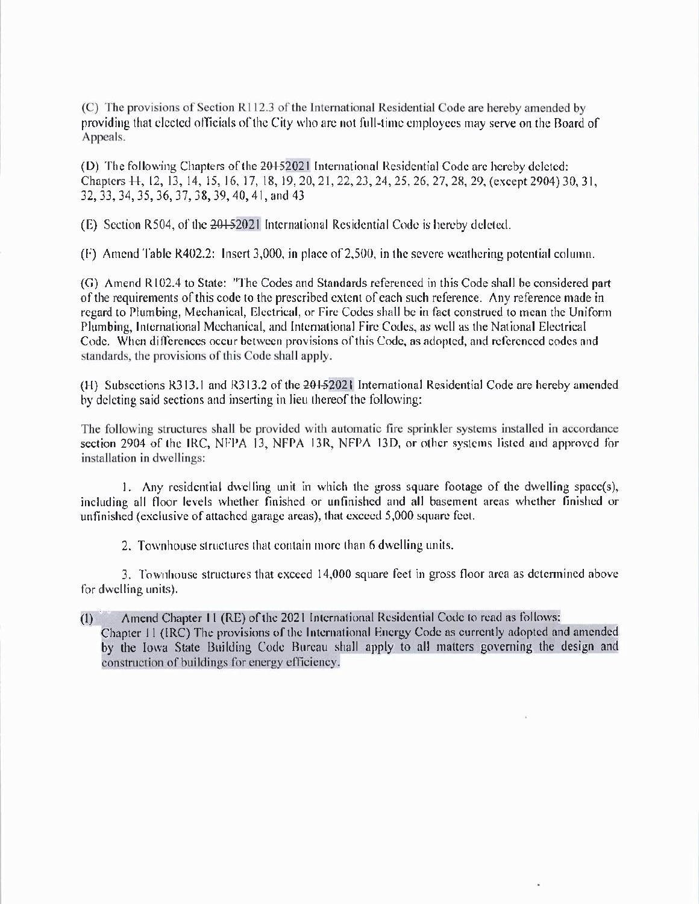(C) The provisions of Section R112.3 of the International Residential Code are hereby amended by providing that elected officials of the City who are not full-time employees may serve on the Board of Appeals.

(D) The following Chapters of the ~~2015~~2021 International Residential Code are hereby deleted: Chapters ~~11~~, 12, 13, 14, 15, 16, 17, 18, 19, 20, 21, 22, 23, 24, 25, 26, 27, 28, 29, (except 2904) 30, 31, 32, 33, 34, 35, 36, 37, 38, 39, 40, 41, and 43

(E) Section R504, of the ~~2015~~2021 International Residential Code is hereby deleted.

(F) Amend Table R402.2: Insert 3,000, in place of 2,500, in the severe weathering potential column.

(G) Amend R102.4 to State: "The Codes and Standards referenced in this Code shall be considered part of the requirements of this code to the prescribed extent of each such reference. Any reference made in regard to Plumbing, Mechanical, Electrical, or Fire Codes shall be in fact construed to mean the Uniform Plumbing, International Mechanical, and International Fire Codes, as well as the National Electrical Code. When differences occur between provisions of this Code, as adopted, and referenced codes and standards, the provisions of this Code shall apply.

(H) Subsections R313.1 and R313.2 of the ~~2015~~2021 International Residential Code are hereby amended by deleting said sections and inserting in lieu thereof the following:

The following structures shall be provided with automatic fire sprinkler systems installed in accordance section 2904 of the IRC, NFPA 13, NFPA 13R, NFPA 13D, or other systems listed and approved for installation in dwellings:

1. Any residential dwelling unit in which the gross square footage of the dwelling space(s), including all floor levels whether finished or unfinished and all basement areas whether finished or unfinished (exclusive of attached garage areas), that exceed 5,000 square feet.

2. Townhouse structures that contain more than 6 dwelling units.

3. Townhouse structures that exceed 14,000 square feet in gross floor area as determined above for dwelling units).

(I) Amend Chapter 11 (RE) of the 2021 International Residential Code to read as follows: Chapter 11 (IRC) The provisions of the International Energy Code as currently adopted and amended by the Iowa State Building Code Bureau shall apply to all matters governing the design and construction of buildings for energy efficiency.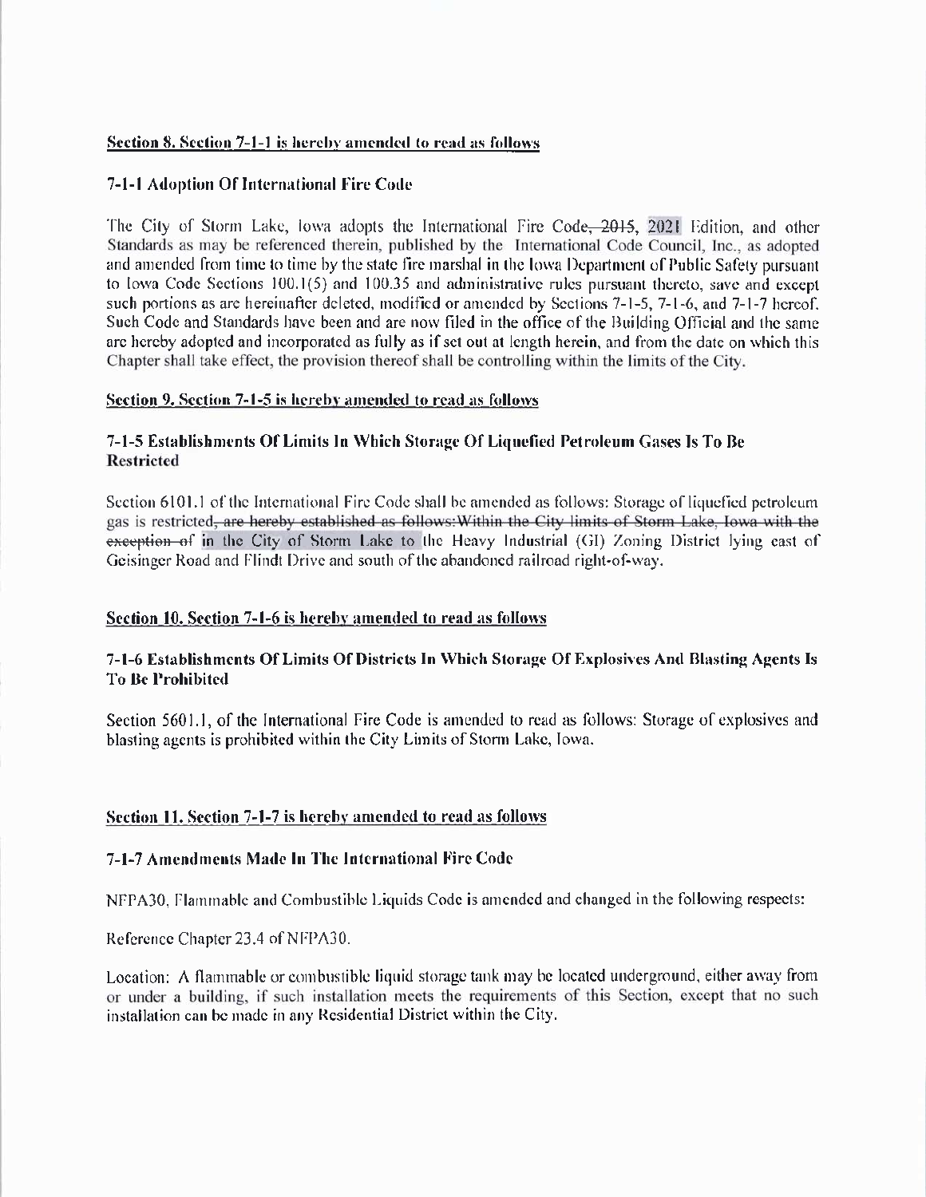**Section 8. Section 7-1-1 is hereby amended to read as follows**

**7-1-1 Adoption Of International Fire Code**

The City of Storm Lake, Iowa adopts the International Fire Code~~, 2015~~, 2021 Edition, and other Standards as may be referenced therein, published by the International Code Council, Inc., as adopted and amended from time to time by the state fire marshal in the Iowa Department of Public Safety pursuant to Iowa Code Sections 100.1(5) and 100.35 and administrative rules pursuant thereto, save and except such portions as are hereinafter deleted, modified or amended by Sections 7-1-5, 7-1-6, and 7-1-7 hereof. Such Code and Standards have been and are now filed in the office of the Building Official and the same are hereby adopted and incorporated as fully as if set out at length herein, and from the date on which this Chapter shall take effect, the provision thereof shall be controlling within the limits of the City.

**Section 9. Section 7-1-5 is hereby amended to read as follows**

**7-1-5 Establishments Of Limits In Which Storage Of Liquefied Petroleum Gases Is To Be Restricted**

Section 6101.1 of the International Fire Code shall be amended as follows: Storage of liquefied petroleum gas is restricted~~, are hereby established as follows: Within the City limits of Storm Lake, Iowa with the exception of~~ in the City of Storm Lake to the Heavy Industrial (GI) Zoning District lying east of Geisinger Road and Flindt Drive and south of the abandoned railroad right-of-way.

**Section 10. Section 7-1-6 is hereby amended to read as follows**

**7-1-6 Establishments Of Limits Of Districts In Which Storage Of Explosives And Blasting Agents Is To Be Prohibited**

Section 5601.1, of the International Fire Code is amended to read as follows: Storage of explosives and blasting agents is prohibited within the City Limits of Storm Lake, Iowa.

**Section 11. Section 7-1-7 is hereby amended to read as follows**

**7-1-7 Amendments Made In The International Fire Code**

NFPA30, Flammable and Combustible Liquids Code is amended and changed in the following respects:

Reference Chapter 23.4 of NFPA30.

Location: A flammable or combustible liquid storage tank may be located underground, either away from or under a building, if such installation meets the requirements of this Section, except that no such installation can be made in any Residential District within the City.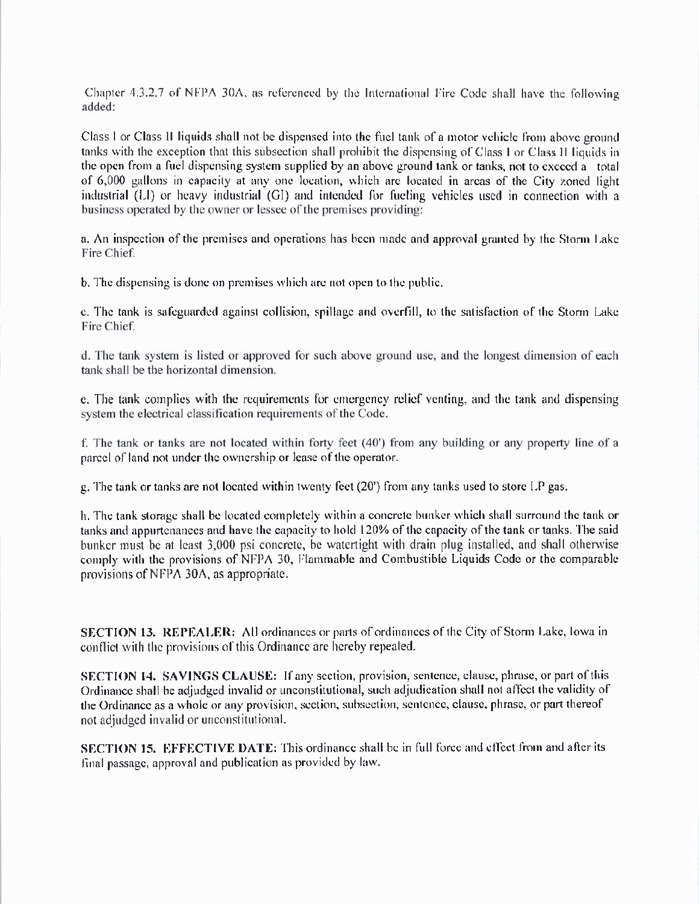Chapter 4.3.2.7 of NFPA 30A, as referenced by the International Fire Code shall have the following added:

Class I or Class II liquids shall not be dispensed into the fuel tank of a motor vehicle from above ground tanks with the exception that this subsection shall prohibit the dispensing of Class I or Class II liquids in the open from a fuel dispensing system supplied by an above ground tank or tanks, not to exceed a total of 6,000 gallons in capacity at any one location, which are located in areas of the City zoned light industrial (LI) or heavy industrial (GI) and intended for fueling vehicles used in connection with a business operated by the owner or lessee of the premises providing:

a. An inspection of the premises and operations has been made and approval granted by the Storm Lake Fire Chief.

b. The dispensing is done on premises which are not open to the public.

c. The tank is safeguarded against collision, spillage and overfill, to the satisfaction of the Storm Lake Fire Chief.

d. The tank system is listed or approved for such above ground use, and the longest dimension of each tank shall be the horizontal dimension.

e. The tank complies with the requirements for emergency relief venting, and the tank and dispensing system the electrical classification requirements of the Code.

f. The tank or tanks are not located within forty feet (40') from any building or any property line of a parcel of land not under the ownership or lease of the operator.

g. The tank or tanks are not located within twenty feet (20') from any tanks used to store LP gas.

h. The tank storage shall be located completely within a concrete bunker which shall surround the tank or tanks and appurtenances and have the capacity to hold 120% of the capacity of the tank or tanks. The said bunker must be at least 3,000 psi concrete, be watertight with drain plug installed, and shall otherwise comply with the provisions of NFPA 30, Flammable and Combustible Liquids Code or the comparable provisions of NFPA 30A, as appropriate.

**SECTION 13. REPEALER:** All ordinances or parts of ordinances of the City of Storm Lake, Iowa in conflict with the provisions of this Ordinance are hereby repealed.

**SECTION 14. SAVINGS CLAUSE:** If any section, provision, sentence, clause, phrase, or part of this Ordinance shall be adjudged invalid or unconstitutional, such adjudication shall not affect the validity of the Ordinance as a whole or any provision, section, subsection, sentence, clause, phrase, or part thereof not adjudged invalid or unconstitutional.

**SECTION 15. EFFECTIVE DATE:** This ordinance shall be in full force and effect from and after its final passage, approval and publication as provided by law.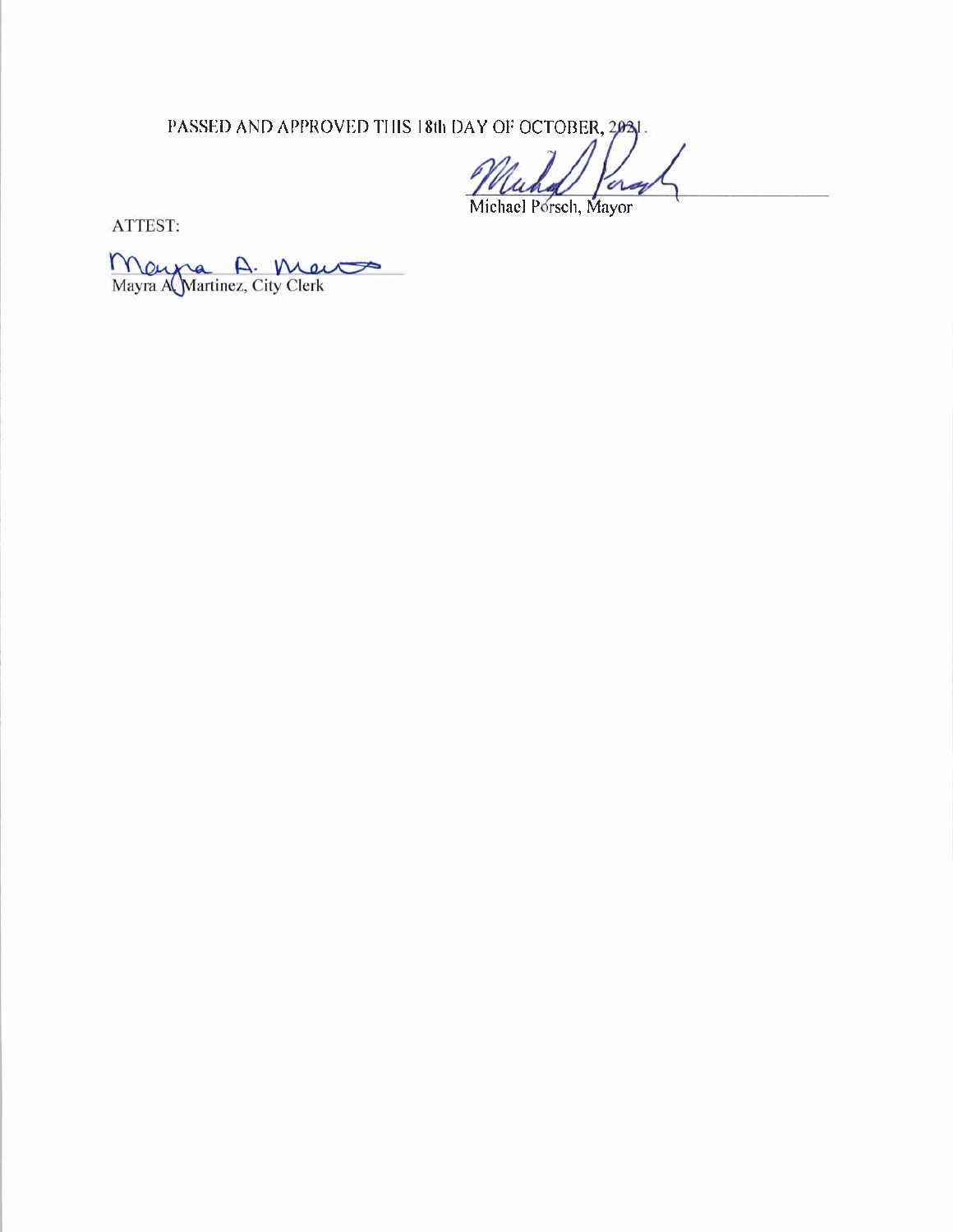PASSED AND APPROVED THIS 18th DAY OF OCTOBER, 2021.

Michael Porsch, Mayor

ATTEST:

Mayra A. Martinez, City Clerk